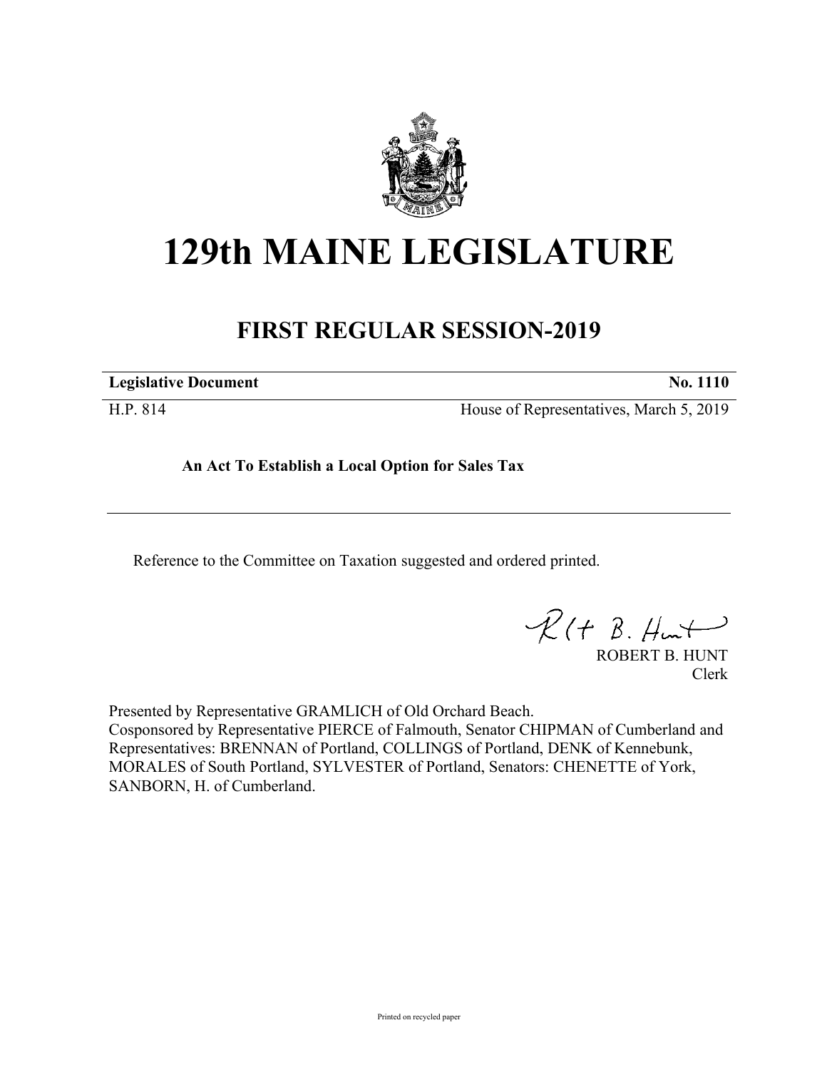# 129th MAINE LEGISLATURE

## FIRST REGULAR SESSION-2019

| **Legislative Document** | **No. 1110** |
| --- | --- |
| H.P. 814 | House of Representatives, March 5, 2019 |

**An Act To Establish a Local Option for Sales Tax**

Reference to the Committee on Taxation suggested and ordered printed.

ROBERT B. HUNT
Clerk

Presented by Representative GRAMLICH of Old Orchard Beach.
Cosponsored by Representative PIERCE of Falmouth, Senator CHIPMAN of Cumberland and Representatives: BRENNAN of Portland, COLLINGS of Portland, DENK of Kennebunk, MORALES of South Portland, SYLVESTER of Portland, Senators: CHENETTE of York, SANBORN, H. of Cumberland.

Printed on recycled paper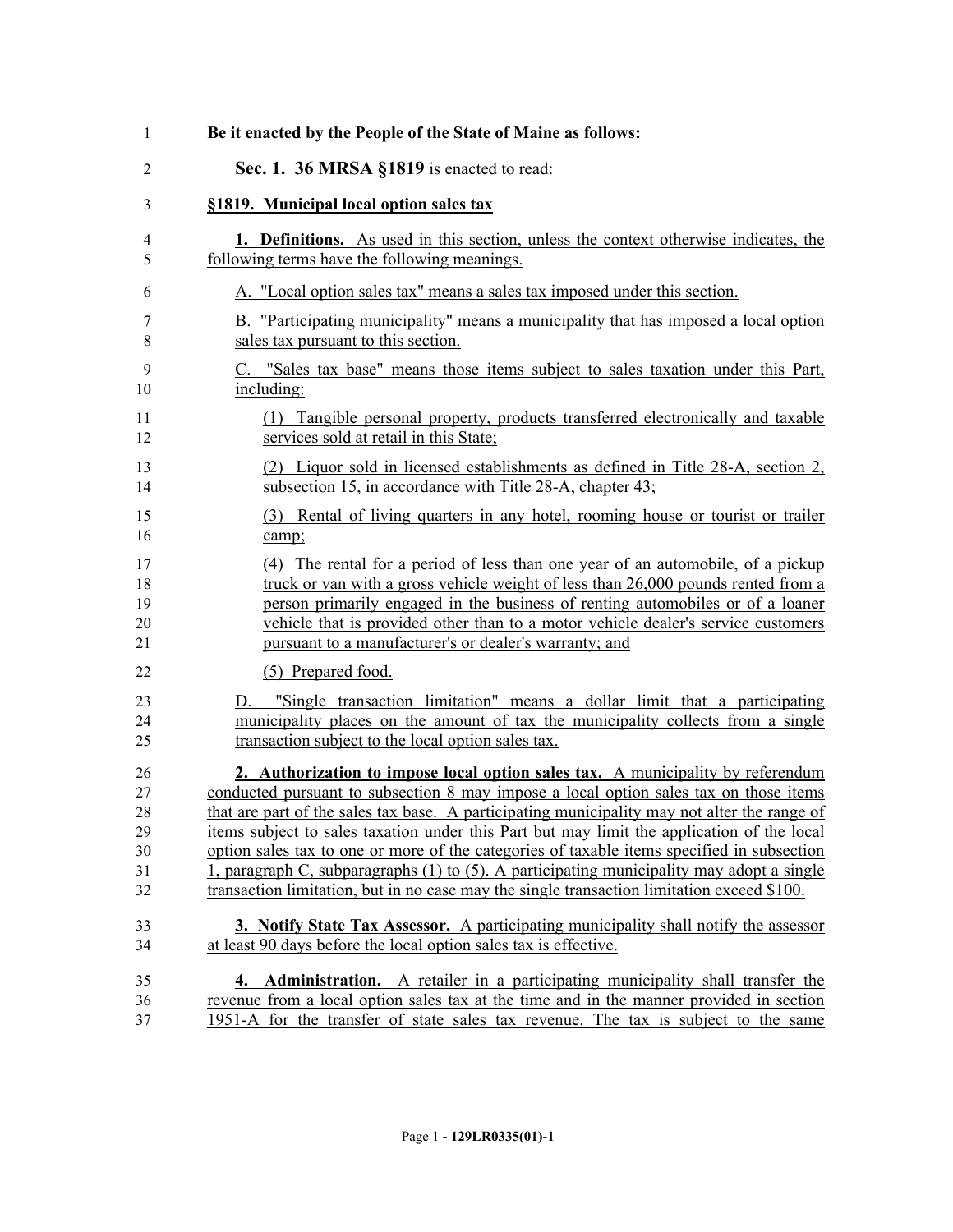**Be it enacted by the People of the State of Maine as follows:**

**Sec. 1. 36 MRSA §1819** is enacted to read:

**§1819. Municipal local option sales tax**

**1. Definitions.** As used in this section, unless the context otherwise indicates, the following terms have the following meanings.

A. "Local option sales tax" means a sales tax imposed under this section.

B. "Participating municipality" means a municipality that has imposed a local option sales tax pursuant to this section.

C. "Sales tax base" means those items subject to sales taxation under this Part, including:

(1) Tangible personal property, products transferred electronically and taxable services sold at retail in this State;

(2) Liquor sold in licensed establishments as defined in Title 28-A, section 2, subsection 15, in accordance with Title 28-A, chapter 43;

(3) Rental of living quarters in any hotel, rooming house or tourist or trailer camp;

(4) The rental for a period of less than one year of an automobile, of a pickup truck or van with a gross vehicle weight of less than 26,000 pounds rented from a person primarily engaged in the business of renting automobiles or of a loaner vehicle that is provided other than to a motor vehicle dealer's service customers pursuant to a manufacturer's or dealer's warranty; and

(5) Prepared food.

D. "Single transaction limitation" means a dollar limit that a participating municipality places on the amount of tax the municipality collects from a single transaction subject to the local option sales tax.

**2. Authorization to impose local option sales tax.** A municipality by referendum conducted pursuant to subsection 8 may impose a local option sales tax on those items that are part of the sales tax base. A participating municipality may not alter the range of items subject to sales taxation under this Part but may limit the application of the local option sales tax to one or more of the categories of taxable items specified in subsection 1, paragraph C, subparagraphs (1) to (5). A participating municipality may adopt a single transaction limitation, but in no case may the single transaction limitation exceed $100.

**3. Notify State Tax Assessor.** A participating municipality shall notify the assessor at least 90 days before the local option sales tax is effective.

**4. Administration.** A retailer in a participating municipality shall transfer the revenue from a local option sales tax at the time and in the manner provided in section 1951-A for the transfer of state sales tax revenue. The tax is subject to the same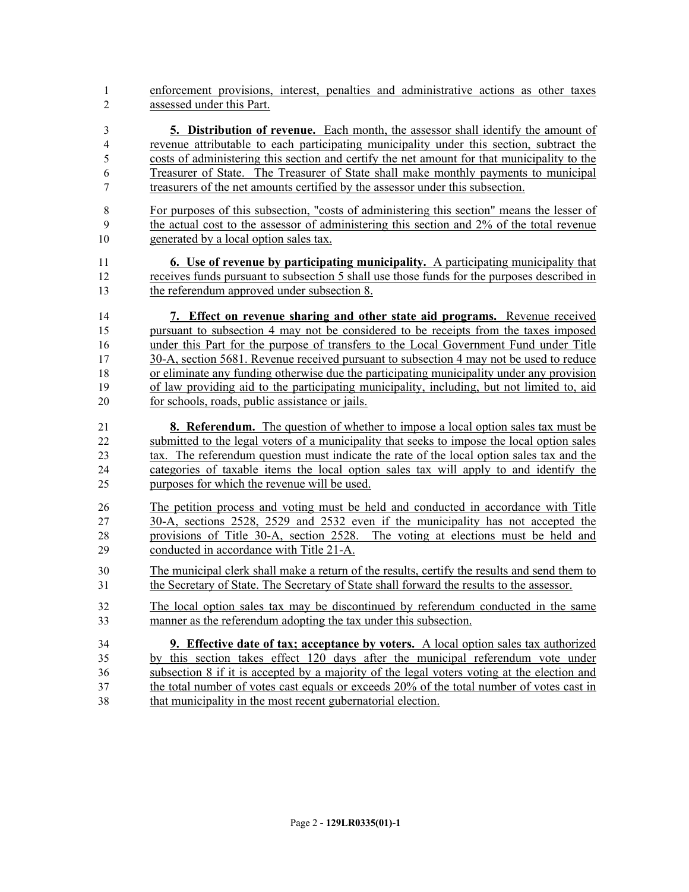enforcement provisions, interest, penalties and administrative actions as other taxes assessed under this Part.

**5. Distribution of revenue.** Each month, the assessor shall identify the amount of revenue attributable to each participating municipality under this section, subtract the costs of administering this section and certify the net amount for that municipality to the Treasurer of State. The Treasurer of State shall make monthly payments to municipal treasurers of the net amounts certified by the assessor under this subsection.

For purposes of this subsection, "costs of administering this section" means the lesser of the actual cost to the assessor of administering this section and 2% of the total revenue generated by a local option sales tax.

**6. Use of revenue by participating municipality.** A participating municipality that receives funds pursuant to subsection 5 shall use those funds for the purposes described in the referendum approved under subsection 8.

**7. Effect on revenue sharing and other state aid programs.** Revenue received pursuant to subsection 4 may not be considered to be receipts from the taxes imposed under this Part for the purpose of transfers to the Local Government Fund under Title 30-A, section 5681. Revenue received pursuant to subsection 4 may not be used to reduce or eliminate any funding otherwise due the participating municipality under any provision of law providing aid to the participating municipality, including, but not limited to, aid for schools, roads, public assistance or jails.

**8. Referendum.** The question of whether to impose a local option sales tax must be submitted to the legal voters of a municipality that seeks to impose the local option sales tax. The referendum question must indicate the rate of the local option sales tax and the categories of taxable items the local option sales tax will apply to and identify the purposes for which the revenue will be used.

The petition process and voting must be held and conducted in accordance with Title 30-A, sections 2528, 2529 and 2532 even if the municipality has not accepted the provisions of Title 30-A, section 2528. The voting at elections must be held and conducted in accordance with Title 21-A.

The municipal clerk shall make a return of the results, certify the results and send them to the Secretary of State. The Secretary of State shall forward the results to the assessor.

The local option sales tax may be discontinued by referendum conducted in the same manner as the referendum adopting the tax under this subsection.

**9. Effective date of tax; acceptance by voters.** A local option sales tax authorized by this section takes effect 120 days after the municipal referendum vote under subsection 8 if it is accepted by a majority of the legal voters voting at the election and the total number of votes cast equals or exceeds 20% of the total number of votes cast in that municipality in the most recent gubernatorial election.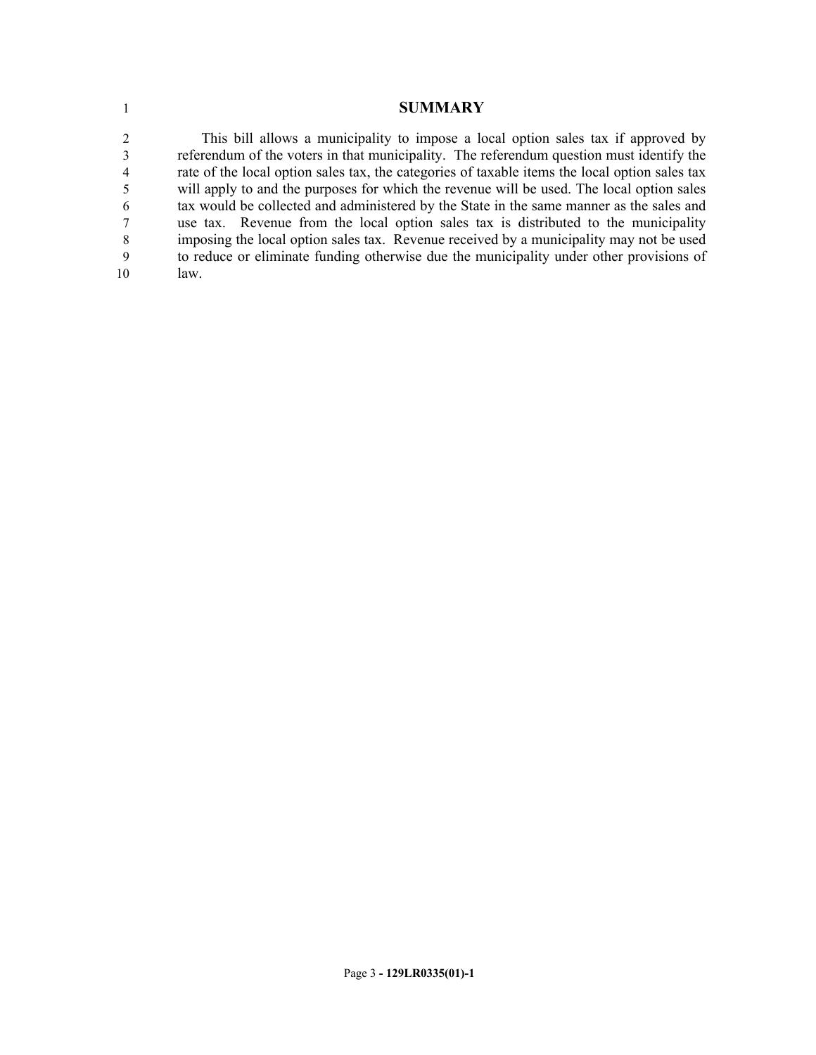## SUMMARY

This bill allows a municipality to impose a local option sales tax if approved by referendum of the voters in that municipality. The referendum question must identify the rate of the local option sales tax, the categories of taxable items the local option sales tax will apply to and the purposes for which the revenue will be used. The local option sales tax would be collected and administered by the State in the same manner as the sales and use tax. Revenue from the local option sales tax is distributed to the municipality imposing the local option sales tax. Revenue received by a municipality may not be used to reduce or eliminate funding otherwise due the municipality under other provisions of law.